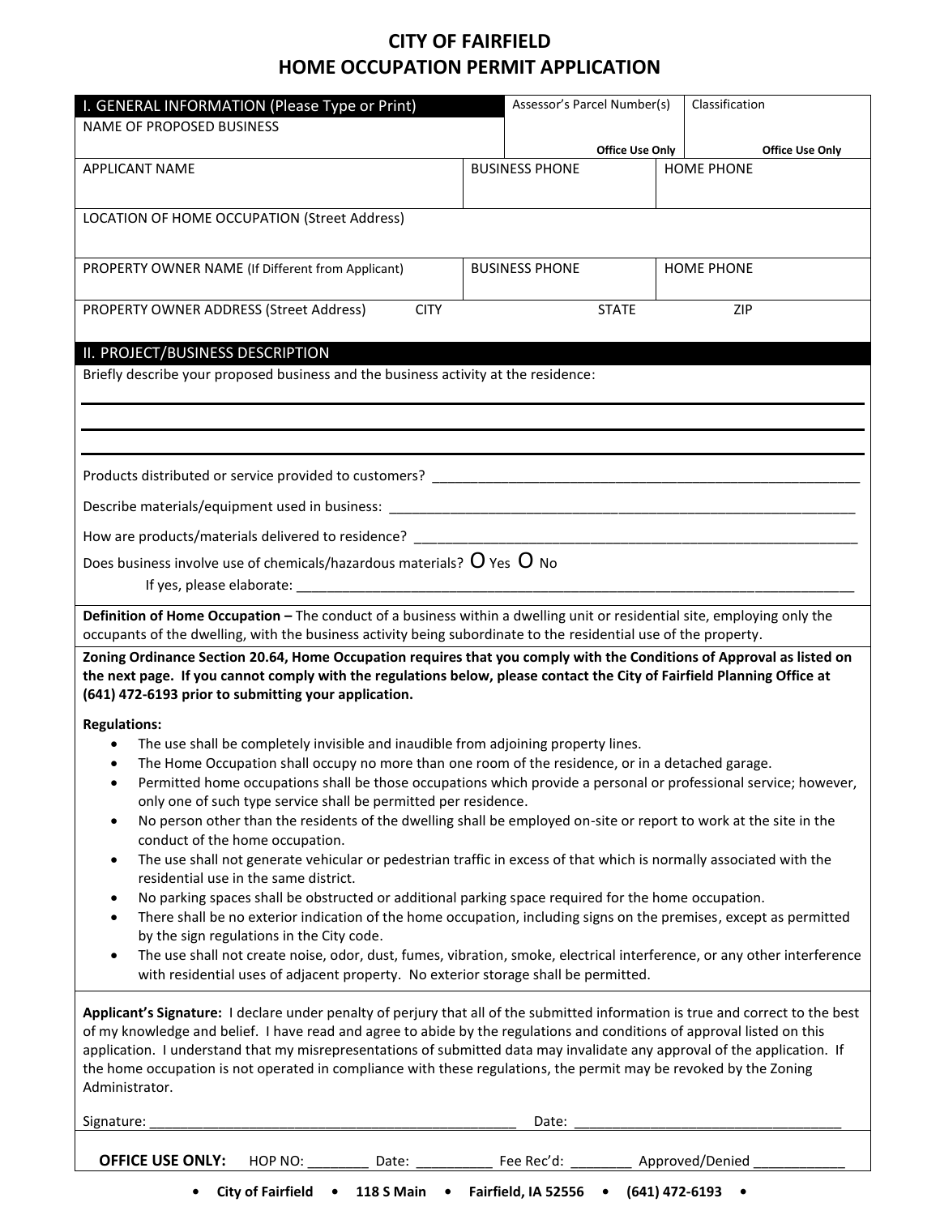# CITY OF FAIRFIELD
# HOME OCCUPATION PERMIT APPLICATION

| I. GENERAL INFORMATION (Please Type or Print) | | Assessor's Parcel Number(s) | Classification |
|---|---|---|---|
| NAME OF PROPOSED BUSINESS | | Office Use Only | Office Use Only |
| APPLICANT NAME | BUSINESS PHONE | HOME PHONE | |
| LOCATION OF HOME OCCUPATION (Street Address) | | | |
| PROPERTY OWNER NAME (If Different from Applicant) | BUSINESS PHONE | HOME PHONE | |
| PROPERTY OWNER ADDRESS (Street Address) CITY | STATE | ZIP | |

## II. PROJECT/BUSINESS DESCRIPTION

Briefly describe your proposed business and the business activity at the residence:

______________________________________________

______________________________________________

______________________________________________

Products distributed or service provided to customers? ______________________________

Describe materials/equipment used in business: ______________________________

How are products/materials delivered to residence? ______________________________

Does business involve use of chemicals/hazardous materials? O Yes O No

If yes, please elaborate: ______________________________

**Definition of Home Occupation –** The conduct of a business within a dwelling unit or residential site, employing only the occupants of the dwelling, with the business activity being subordinate to the residential use of the property.

**Zoning Ordinance Section 20.64, Home Occupation requires that you comply with the Conditions of Approval as listed on the next page. If you cannot comply with the regulations below, please contact the City of Fairfield Planning Office at (641) 472-6193 prior to submitting your application.**

**Regulations:**

- The use shall be completely invisible and inaudible from adjoining property lines.
- The Home Occupation shall occupy no more than one room of the residence, or in a detached garage.
- Permitted home occupations shall be those occupations which provide a personal or professional service; however, only one of such type service shall be permitted per residence.
- No person other than the residents of the dwelling shall be employed on-site or report to work at the site in the conduct of the home occupation.
- The use shall not generate vehicular or pedestrian traffic in excess of that which is normally associated with the residential use in the same district.
- No parking spaces shall be obstructed or additional parking space required for the home occupation.
- There shall be no exterior indication of the home occupation, including signs on the premises, except as permitted by the sign regulations in the City code.
- The use shall not create noise, odor, dust, fumes, vibration, smoke, electrical interference, or any other interference with residential uses of adjacent property. No exterior storage shall be permitted.

**Applicant's Signature:** I declare under penalty of perjury that all of the submitted information is true and correct to the best of my knowledge and belief. I have read and agree to abide by the regulations and conditions of approval listed on this application. I understand that my misrepresentations of submitted data may invalidate any approval of the application. If the home occupation is not operated in compliance with these regulations, the permit may be revoked by the Zoning Administrator.

Signature: ______________________________ Date: ______________________

**OFFICE USE ONLY:** HOP NO: ________ Date: __________ Fee Rec'd: ________ Approved/Denied ____________

• **City of Fairfield** • **118 S Main** • **Fairfield, IA 52556** • **(641) 472-6193** •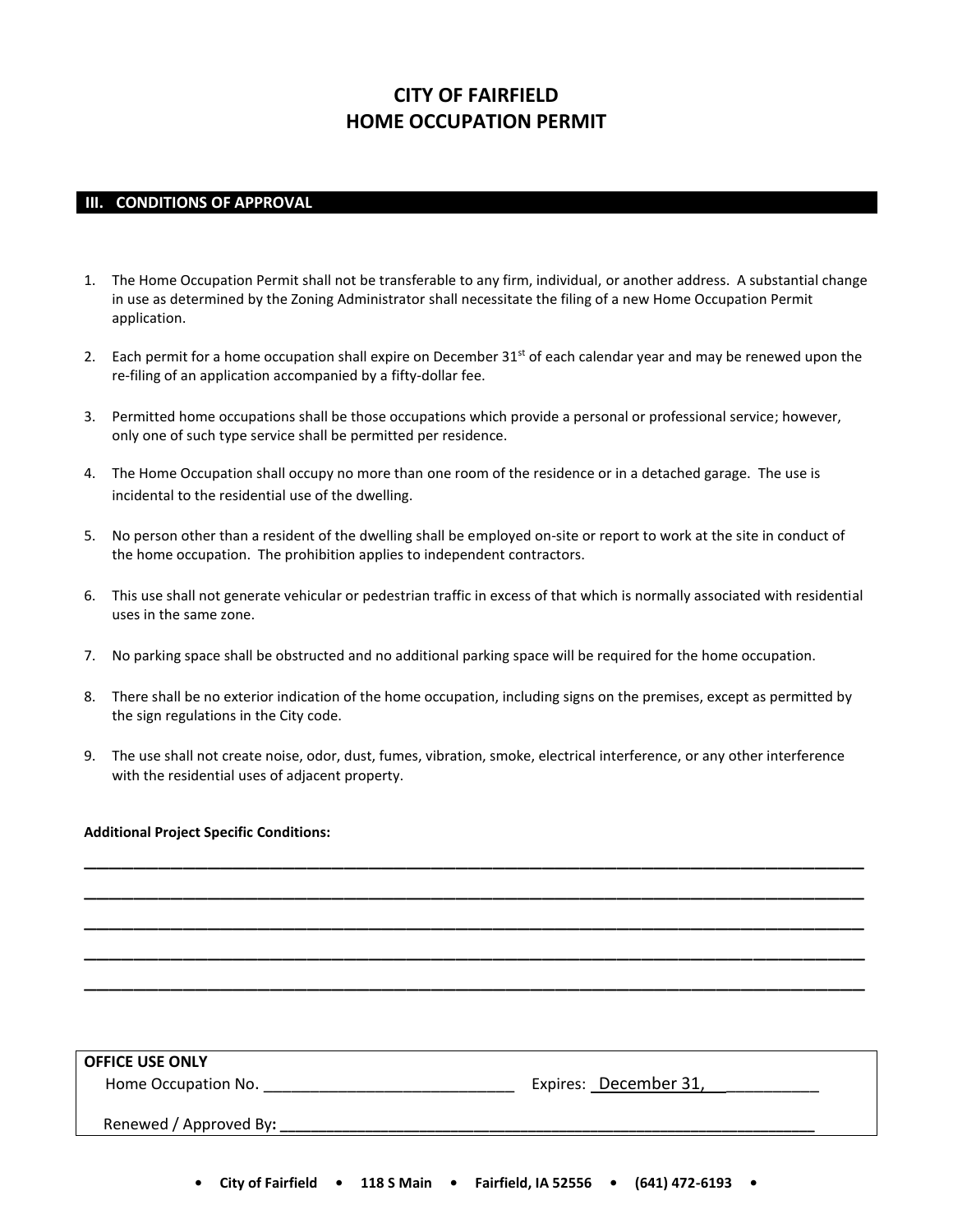# CITY OF FAIRFIELD
# HOME OCCUPATION PERMIT

## III. CONDITIONS OF APPROVAL

1. The Home Occupation Permit shall not be transferable to any firm, individual, or another address. A substantial change in use as determined by the Zoning Administrator shall necessitate the filing of a new Home Occupation Permit application.
2. Each permit for a home occupation shall expire on December 31st of each calendar year and may be renewed upon the re-filing of an application accompanied by a fifty-dollar fee.
3. Permitted home occupations shall be those occupations which provide a personal or professional service; however, only one of such type service shall be permitted per residence.
4. The Home Occupation shall occupy no more than one room of the residence or in a detached garage. The use is incidental to the residential use of the dwelling.
5. No person other than a resident of the dwelling shall be employed on-site or report to work at the site in conduct of the home occupation. The prohibition applies to independent contractors.
6. This use shall not generate vehicular or pedestrian traffic in excess of that which is normally associated with residential uses in the same zone.
7. No parking space shall be obstructed and no additional parking space will be required for the home occupation.
8. There shall be no exterior indication of the home occupation, including signs on the premises, except as permitted by the sign regulations in the City code.
9. The use shall not create noise, odor, dust, fumes, vibration, smoke, electrical interference, or any other interference with the residential uses of adjacent property.

**Additional Project Specific Conditions:**

________________________________________________________________________________

________________________________________________________________________________

________________________________________________________________________________

________________________________________________________________________________

________________________________________________________________________________

**OFFICE USE ONLY**

Home Occupation No. ____________________________ Expires: December 31, ____________

Renewed / Approved By: ______________________________________________________________

• **City of Fairfield** • **118 S Main** • **Fairfield, IA 52556** • **(641) 472-6193** •